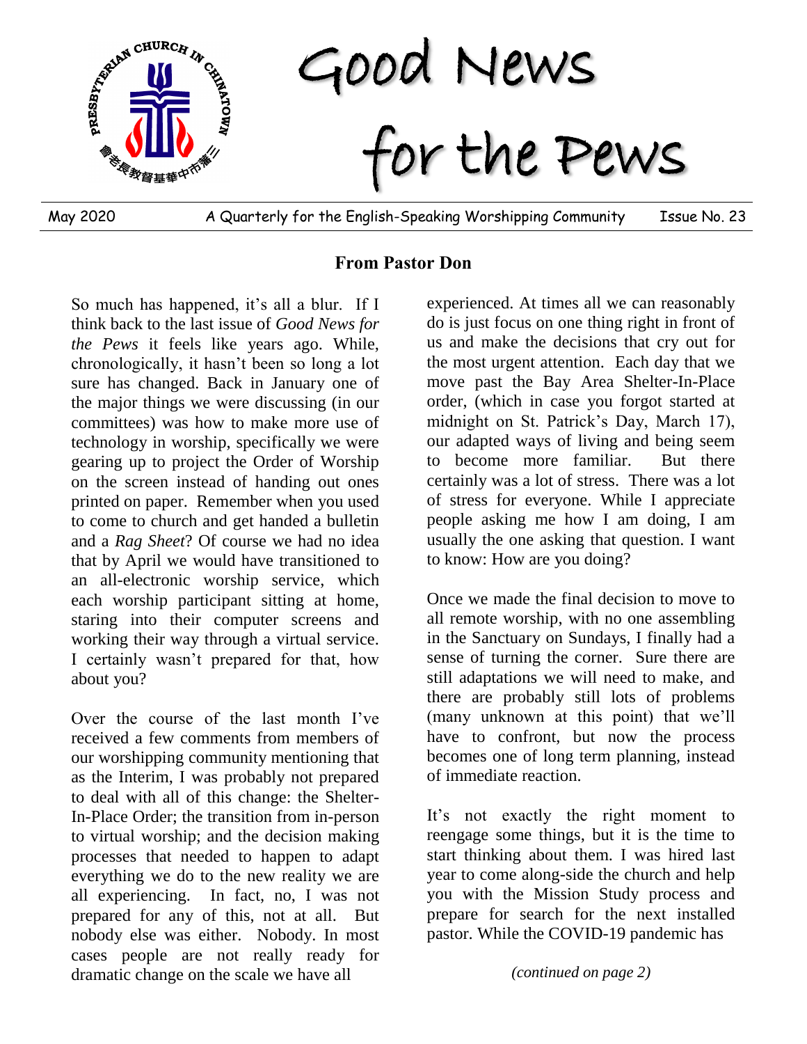# Good News for the Pews

May 2020 A Quarterly for the English-Speaking Worshipping Community Issue No. 23

## From Pastor Don

So much has happened, it's all a blur. If I think back to the last issue of *Good News for the Pews* it feels like years ago. While, chronologically, it hasn't been so long a lot sure has changed. Back in January one of the major things we were discussing (in our committees) was how to make more use of technology in worship, specifically we were gearing up to project the Order of Worship on the screen instead of handing out ones printed on paper. Remember when you used to come to church and get handed a bulletin and a *Rag Sheet*? Of course we had no idea that by April we would have transitioned to an all-electronic worship service, which each worship participant sitting at home, staring into their computer screens and working their way through a virtual service. I certainly wasn't prepared for that, how about you?

Over the course of the last month I've received a few comments from members of our worshipping community mentioning that as the Interim, I was probably not prepared to deal with all of this change: the Shelter-In-Place Order; the transition from in-person to virtual worship; and the decision making processes that needed to happen to adapt everything we do to the new reality we are all experiencing. In fact, no, I was not prepared for any of this, not at all. But nobody else was either. Nobody. In most cases people are not really ready for dramatic change on the scale we have all experienced. At times all we can reasonably do is just focus on one thing right in front of us and make the decisions that cry out for the most urgent attention. Each day that we move past the Bay Area Shelter-In-Place order, (which in case you forgot started at midnight on St. Patrick's Day, March 17), our adapted ways of living and being seem to become more familiar. But there certainly was a lot of stress. There was a lot of stress for everyone. While I appreciate people asking me how I am doing, I am usually the one asking that question. I want to know: How are you doing?

Once we made the final decision to move to all remote worship, with no one assembling in the Sanctuary on Sundays, I finally had a sense of turning the corner. Sure there are still adaptations we will need to make, and there are probably still lots of problems (many unknown at this point) that we'll have to confront, but now the process becomes one of long term planning, instead of immediate reaction.

It's not exactly the right moment to reengage some things, but it is the time to start thinking about them. I was hired last year to come along-side the church and help you with the Mission Study process and prepare for search for the next installed pastor. While the COVID-19 pandemic has

*(continued on page 2)*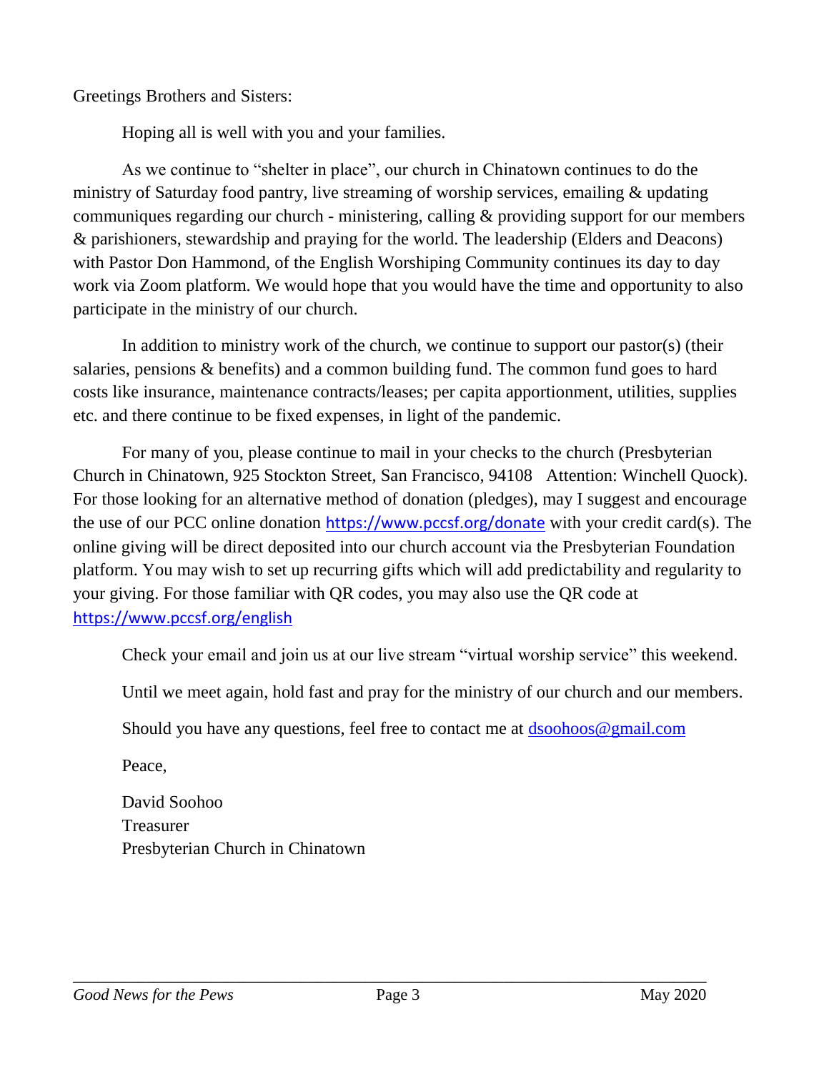Greetings Brothers and Sisters:

Hoping all is well with you and your families.

As we continue to "shelter in place", our church in Chinatown continues to do the ministry of Saturday food pantry, live streaming of worship services, emailing & updating communiques regarding our church - ministering, calling & providing support for our members & parishioners, stewardship and praying for the world. The leadership (Elders and Deacons) with Pastor Don Hammond, of the English Worshiping Community continues its day to day work via Zoom platform. We would hope that you would have the time and opportunity to also participate in the ministry of our church.

In addition to ministry work of the church, we continue to support our pastor(s) (their salaries, pensions & benefits) and a common building fund. The common fund goes to hard costs like insurance, maintenance contracts/leases; per capita apportionment, utilities, supplies etc. and there continue to be fixed expenses, in light of the pandemic.

For many of you, please continue to mail in your checks to the church (Presbyterian Church in Chinatown, 925 Stockton Street, San Francisco, 94108   Attention: Winchell Quock). For those looking for an alternative method of donation (pledges), may I suggest and encourage the use of our PCC online donation https://www.pccsf.org/donate with your credit card(s). The online giving will be direct deposited into our church account via the Presbyterian Foundation platform. You may wish to set up recurring gifts which will add predictability and regularity to your giving. For those familiar with QR codes, you may also use the QR code at https://www.pccsf.org/english

Check your email and join us at our live stream "virtual worship service" this weekend.

Until we meet again, hold fast and pray for the ministry of our church and our members.

Should you have any questions, feel free to contact me at dsoohoos@gmail.com

Peace,

David Soohoo  
Treasurer  
Presbyterian Church in Chinatown